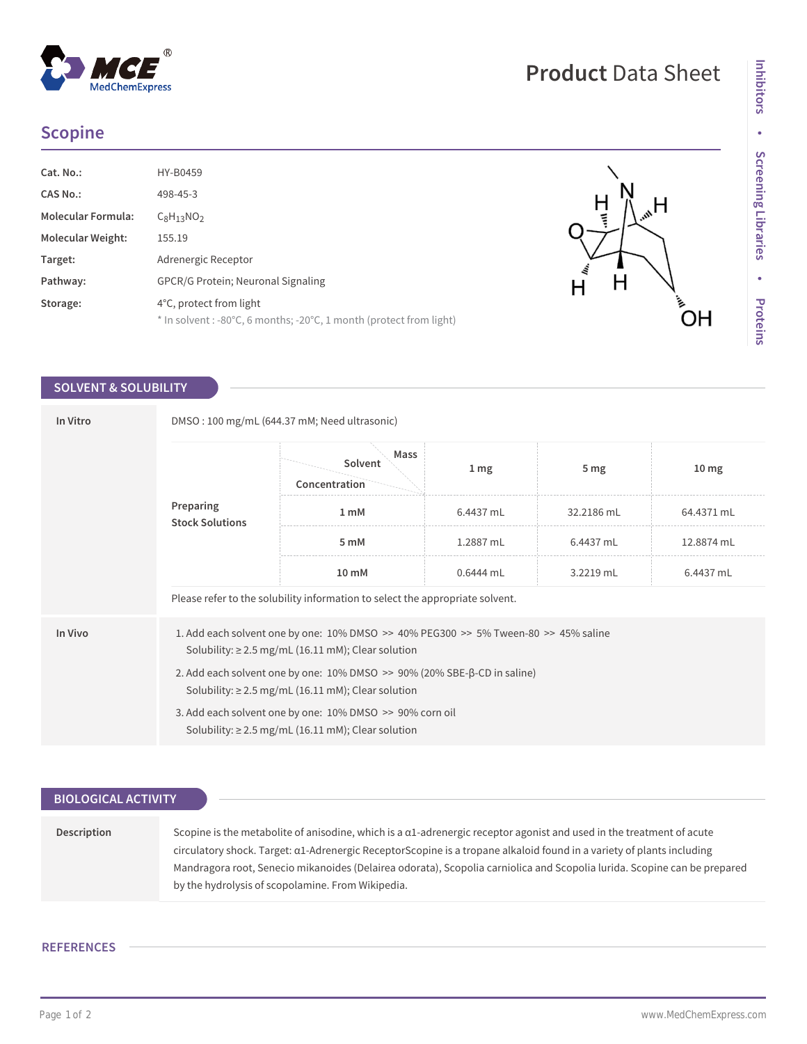# Scopine

| | |
|---|---|
| **Cat. No.:** | HY-B0459 |
| **CAS No.:** | 498-45-3 |
| **Molecular Formula:** | $C_8H_{13}NO_2$ |
| **Molecular Weight:** | 155.19 |
| **Target:** | Adrenergic Receptor |
| **Pathway:** | GPCR/G Protein; Neuronal Signaling |
| **Storage:** | 4°C, protect from light<br>* In solvent : -80°C, 6 months; -20°C, 1 month (protect from light) |

## SOLVENT & SOLUBILITY

**In Vitro**

DMSO : 100 mg/mL (644.37 mM; Need ultrasonic)

| Preparing Stock Solutions | Solvent Concentration / Mass | 1 mg | 5 mg | 10 mg |
|---|---|---|---|---|
| | 1 mM | 6.4437 mL | 32.2186 mL | 64.4371 mL |
| | 5 mM | 1.2887 mL | 6.4437 mL | 12.8874 mL |
| | 10 mM | 0.6444 mL | 3.2219 mL | 6.4437 mL |

Please refer to the solubility information to select the appropriate solvent.

**In Vivo**

1. Add each solvent one by one: 10% DMSO >> 40% PEG300 >> 5% Tween-80 >> 45% saline
   Solubility: ≥ 2.5 mg/mL (16.11 mM); Clear solution
2. Add each solvent one by one: 10% DMSO >> 90% (20% SBE-β-CD in saline)
   Solubility: ≥ 2.5 mg/mL (16.11 mM); Clear solution
3. Add each solvent one by one: 10% DMSO >> 90% corn oil
   Solubility: ≥ 2.5 mg/mL (16.11 mM); Clear solution

## BIOLOGICAL ACTIVITY

**Description**

Scopine is the metabolite of anisodine, which is a α1-adrenergic receptor agonist and used in the treatment of acute circulatory shock. Target: α1-Adrenergic ReceptorScopine is a tropane alkaloid found in a variety of plants including Mandragora root, Senecio mikanoides (Delairea odorata), Scopolia carniolica and Scopolia lurida. Scopine can be prepared by the hydrolysis of scopolamine. From Wikipedia.

## REFERENCES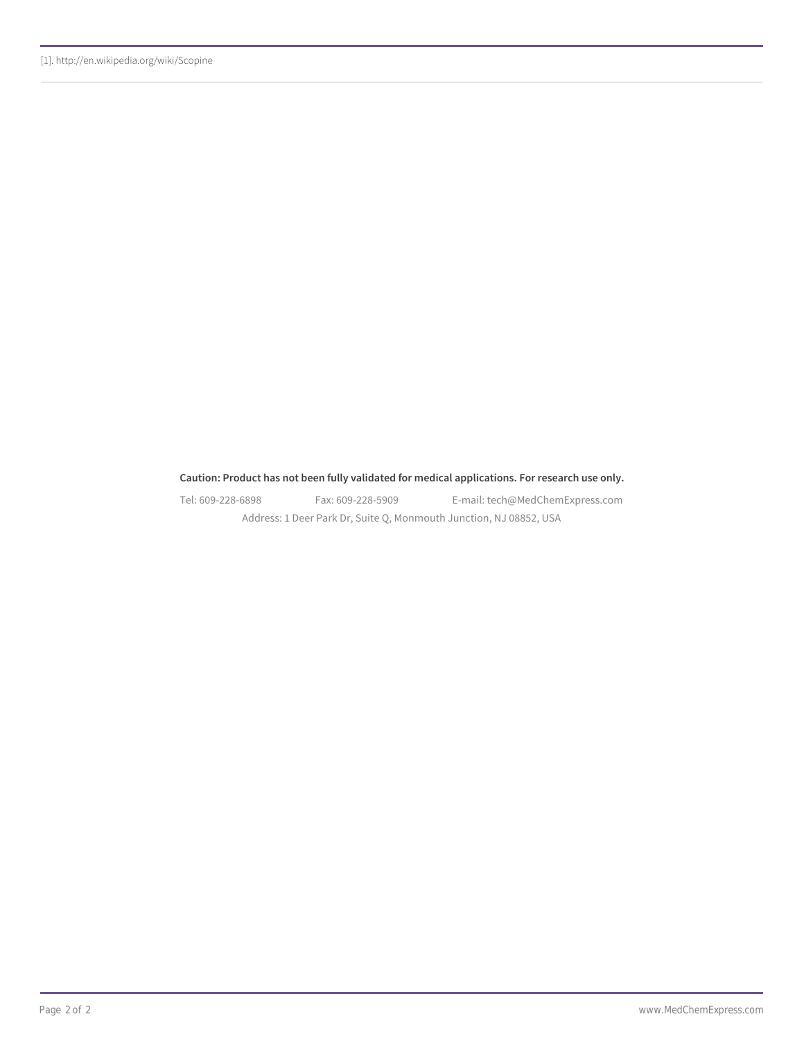[1]. http://en.wikipedia.org/wiki/Scopine

**Caution: Product has not been fully validated for medical applications. For research use only.**

Tel: 609-228-6898 Fax: 609-228-5909 E-mail: tech@MedChemExpress.com

Address: 1 Deer Park Dr, Suite Q, Monmouth Junction, NJ 08852, USA